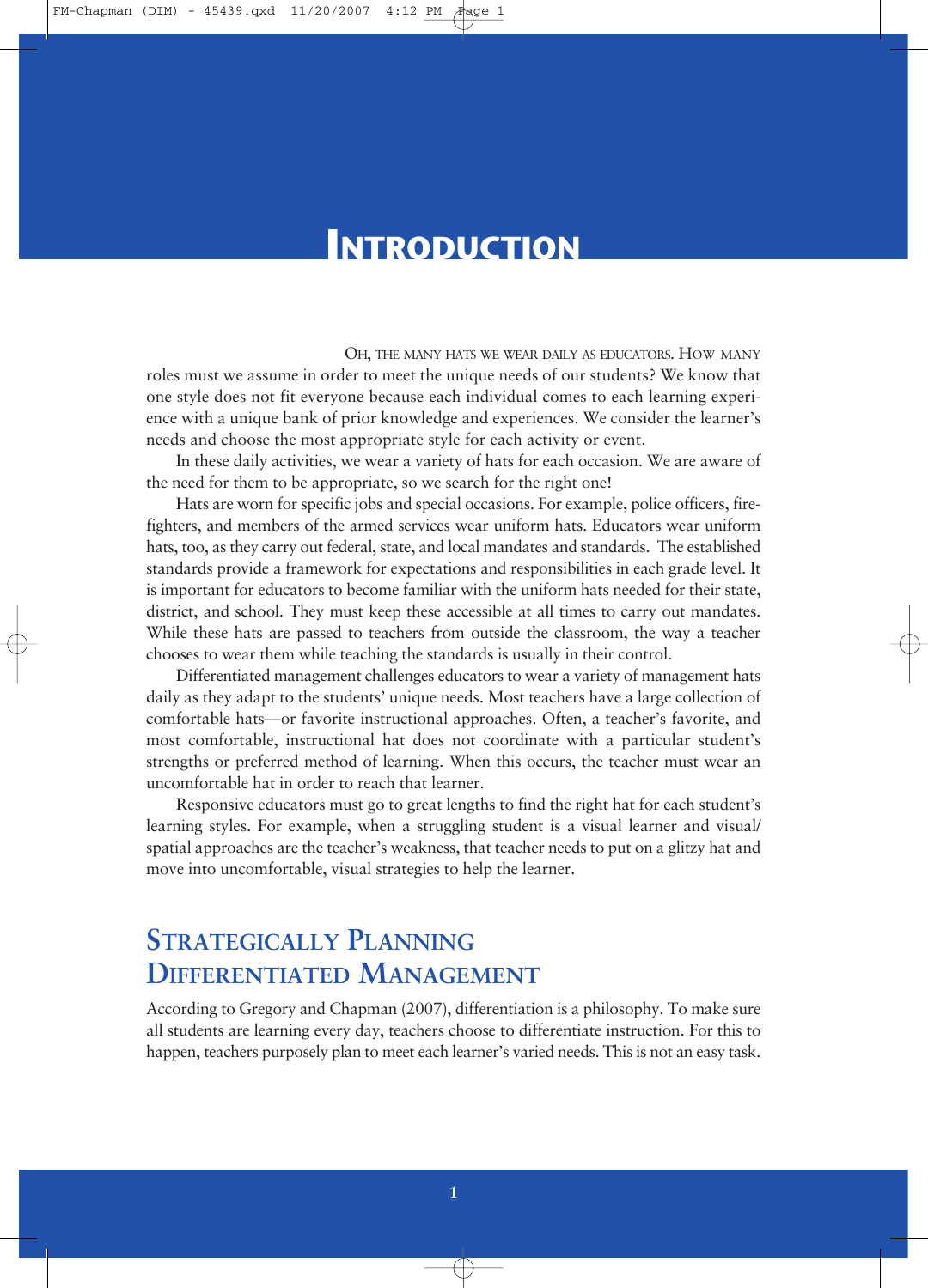# Introduction

Oh, the many hats we wear daily as educators. How many roles must we assume in order to meet the unique needs of our students? We know that one style does not fit everyone because each individual comes to each learning experience with a unique bank of prior knowledge and experiences. We consider the learner's needs and choose the most appropriate style for each activity or event.

In these daily activities, we wear a variety of hats for each occasion. We are aware of the need for them to be appropriate, so we search for the right one!

Hats are worn for specific jobs and special occasions. For example, police officers, firefighters, and members of the armed services wear uniform hats. Educators wear uniform hats, too, as they carry out federal, state, and local mandates and standards. The established standards provide a framework for expectations and responsibilities in each grade level. It is important for educators to become familiar with the uniform hats needed for their state, district, and school. They must keep these accessible at all times to carry out mandates. While these hats are passed to teachers from outside the classroom, the way a teacher chooses to wear them while teaching the standards is usually in their control.

Differentiated management challenges educators to wear a variety of management hats daily as they adapt to the students' unique needs. Most teachers have a large collection of comfortable hats—or favorite instructional approaches. Often, a teacher's favorite, and most comfortable, instructional hat does not coordinate with a particular student's strengths or preferred method of learning. When this occurs, the teacher must wear an uncomfortable hat in order to reach that learner.

Responsive educators must go to great lengths to find the right hat for each student's learning styles. For example, when a struggling student is a visual learner and visual/spatial approaches are the teacher's weakness, that teacher needs to put on a glitzy hat and move into uncomfortable, visual strategies to help the learner.

## Strategically Planning Differentiated Management

According to Gregory and Chapman (2007), differentiation is a philosophy. To make sure all students are learning every day, teachers choose to differentiate instruction. For this to happen, teachers purposely plan to meet each learner's varied needs. This is not an easy task.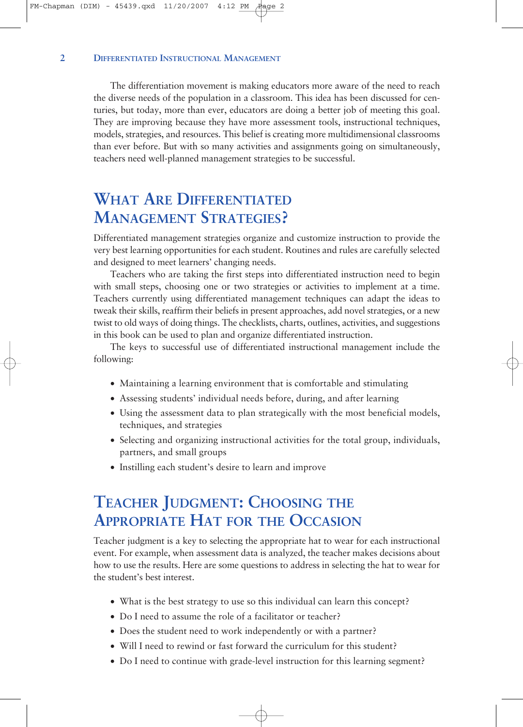The differentiation movement is making educators more aware of the need to reach the diverse needs of the population in a classroom. This idea has been discussed for centuries, but today, more than ever, educators are doing a better job of meeting this goal. They are improving because they have more assessment tools, instructional techniques, models, strategies, and resources. This belief is creating more multidimensional classrooms than ever before. But with so many activities and assignments going on simultaneously, teachers need well-planned management strategies to be successful.

## What Are Differentiated Management Strategies?

Differentiated management strategies organize and customize instruction to provide the very best learning opportunities for each student. Routines and rules are carefully selected and designed to meet learners' changing needs.

Teachers who are taking the first steps into differentiated instruction need to begin with small steps, choosing one or two strategies or activities to implement at a time. Teachers currently using differentiated management techniques can adapt the ideas to tweak their skills, reaffirm their beliefs in present approaches, add novel strategies, or a new twist to old ways of doing things. The checklists, charts, outlines, activities, and suggestions in this book can be used to plan and organize differentiated instruction.

The keys to successful use of differentiated instructional management include the following:

- Maintaining a learning environment that is comfortable and stimulating
- Assessing students' individual needs before, during, and after learning
- Using the assessment data to plan strategically with the most beneficial models, techniques, and strategies
- Selecting and organizing instructional activities for the total group, individuals, partners, and small groups
- Instilling each student's desire to learn and improve

## Teacher Judgment: Choosing the Appropriate Hat for the Occasion

Teacher judgment is a key to selecting the appropriate hat to wear for each instructional event. For example, when assessment data is analyzed, the teacher makes decisions about how to use the results. Here are some questions to address in selecting the hat to wear for the student's best interest.

- What is the best strategy to use so this individual can learn this concept?
- Do I need to assume the role of a facilitator or teacher?
- Does the student need to work independently or with a partner?
- Will I need to rewind or fast forward the curriculum for this student?
- Do I need to continue with grade-level instruction for this learning segment?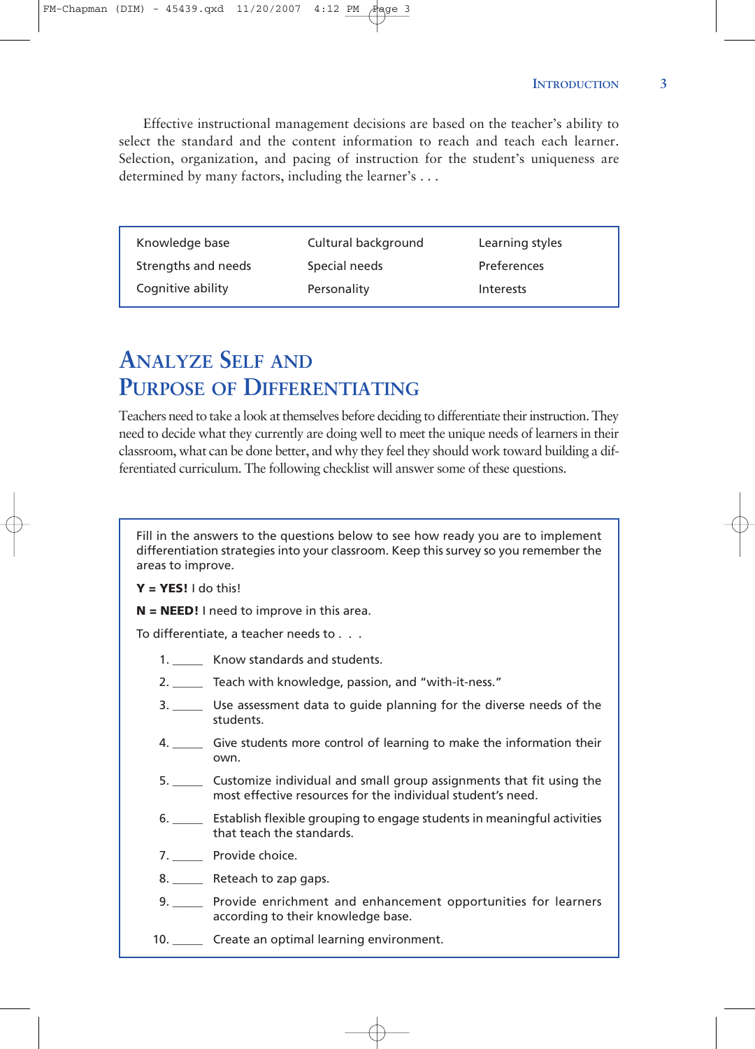Effective instructional management decisions are based on the teacher's ability to select the standard and the content information to reach and teach each learner. Selection, organization, and pacing of instruction for the student's uniqueness are determined by many factors, including the learner's . . .

| | | |
|---|---|---|
| Knowledge base | Cultural background | Learning styles |
| Strengths and needs | Special needs | Preferences |
| Cognitive ability | Personality | Interests |

## ANALYZE SELF AND PURPOSE OF DIFFERENTIATING

Teachers need to take a look at themselves before deciding to differentiate their instruction. They need to decide what they currently are doing well to meet the unique needs of learners in their classroom, what can be done better, and why they feel they should work toward building a differentiated curriculum. The following checklist will answer some of these questions.

Fill in the answers to the questions below to see how ready you are to implement differentiation strategies into your classroom. Keep this survey so you remember the areas to improve.

**Y = YES!** I do this!

**N = NEED!** I need to improve in this area.

To differentiate, a teacher needs to . . .

1. _____ Know standards and students.
2. _____ Teach with knowledge, passion, and "with-it-ness."
3. _____ Use assessment data to guide planning for the diverse needs of the students.
4. _____ Give students more control of learning to make the information their own.
5. _____ Customize individual and small group assignments that fit using the most effective resources for the individual student's need.
6. _____ Establish flexible grouping to engage students in meaningful activities that teach the standards.
7. _____ Provide choice.
8. _____ Reteach to zap gaps.
9. _____ Provide enrichment and enhancement opportunities for learners according to their knowledge base.
10. _____ Create an optimal learning environment.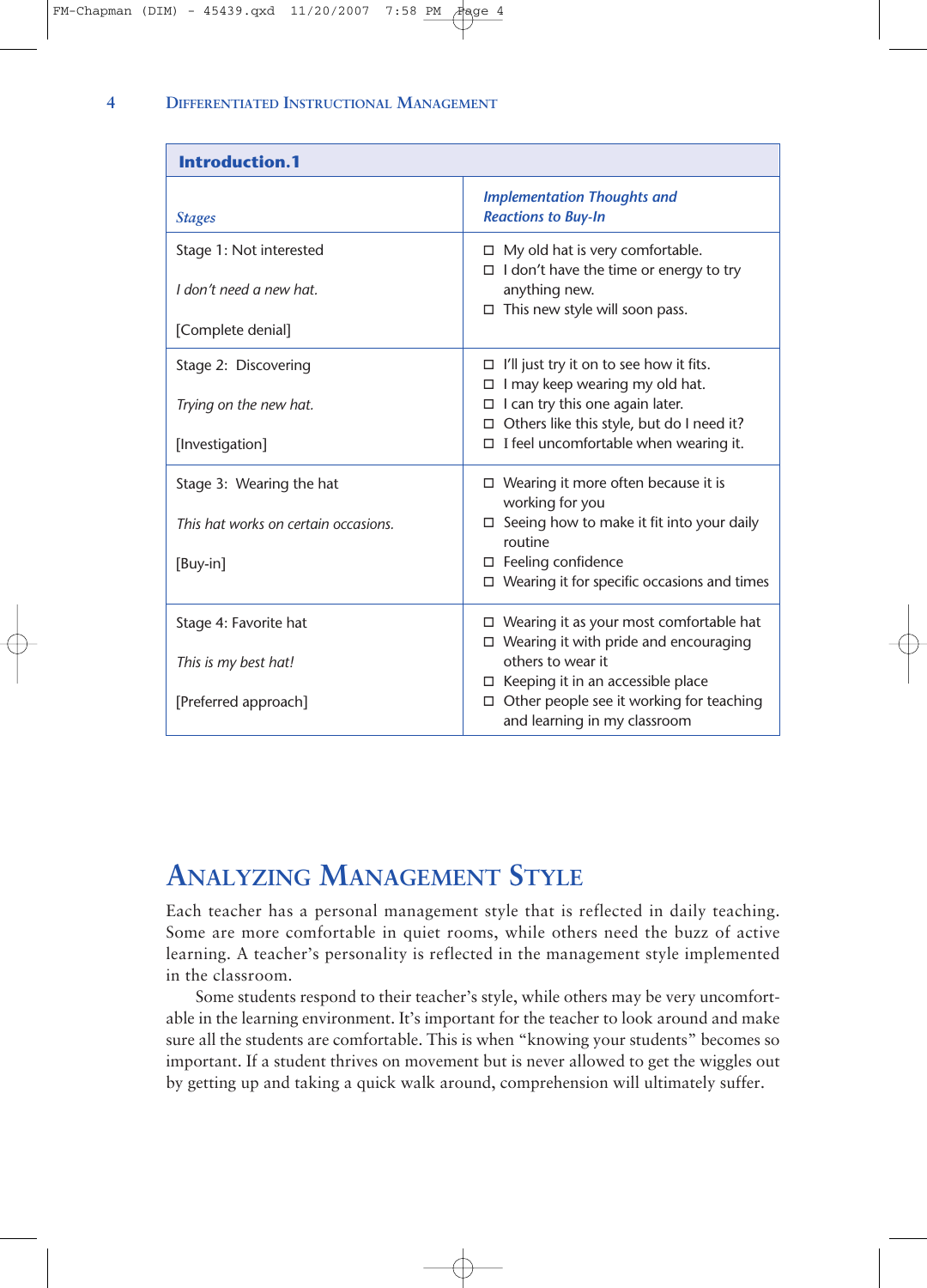**Introduction.1**

| *Stages* | *Implementation Thoughts and Reactions to Buy-In* |
|---|---|
| Stage 1: Not interested<br><br>*I don't need a new hat.*<br><br>[Complete denial] | ☐ My old hat is very comfortable.<br>☐ I don't have the time or energy to try anything new.<br>☐ This new style will soon pass. |
| Stage 2: Discovering<br><br>*Trying on the new hat.*<br><br>[Investigation] | ☐ I'll just try it on to see how it fits.<br>☐ I may keep wearing my old hat.<br>☐ I can try this one again later.<br>☐ Others like this style, but do I need it?<br>☐ I feel uncomfortable when wearing it. |
| Stage 3: Wearing the hat<br><br>*This hat works on certain occasions.*<br><br>[Buy-in] | ☐ Wearing it more often because it is working for you<br>☐ Seeing how to make it fit into your daily routine<br>☐ Feeling confidence<br>☐ Wearing it for specific occasions and times |
| Stage 4: Favorite hat<br><br>*This is my best hat!*<br><br>[Preferred approach] | ☐ Wearing it as your most comfortable hat<br>☐ Wearing it with pride and encouraging others to wear it<br>☐ Keeping it in an accessible place<br>☐ Other people see it working for teaching and learning in my classroom |

## Analyzing Management Style

Each teacher has a personal management style that is reflected in daily teaching. Some are more comfortable in quiet rooms, while others need the buzz of active learning. A teacher's personality is reflected in the management style implemented in the classroom.

Some students respond to their teacher's style, while others may be very uncomfortable in the learning environment. It's important for the teacher to look around and make sure all the students are comfortable. This is when "knowing your students" becomes so important. If a student thrives on movement but is never allowed to get the wiggles out by getting up and taking a quick walk around, comprehension will ultimately suffer.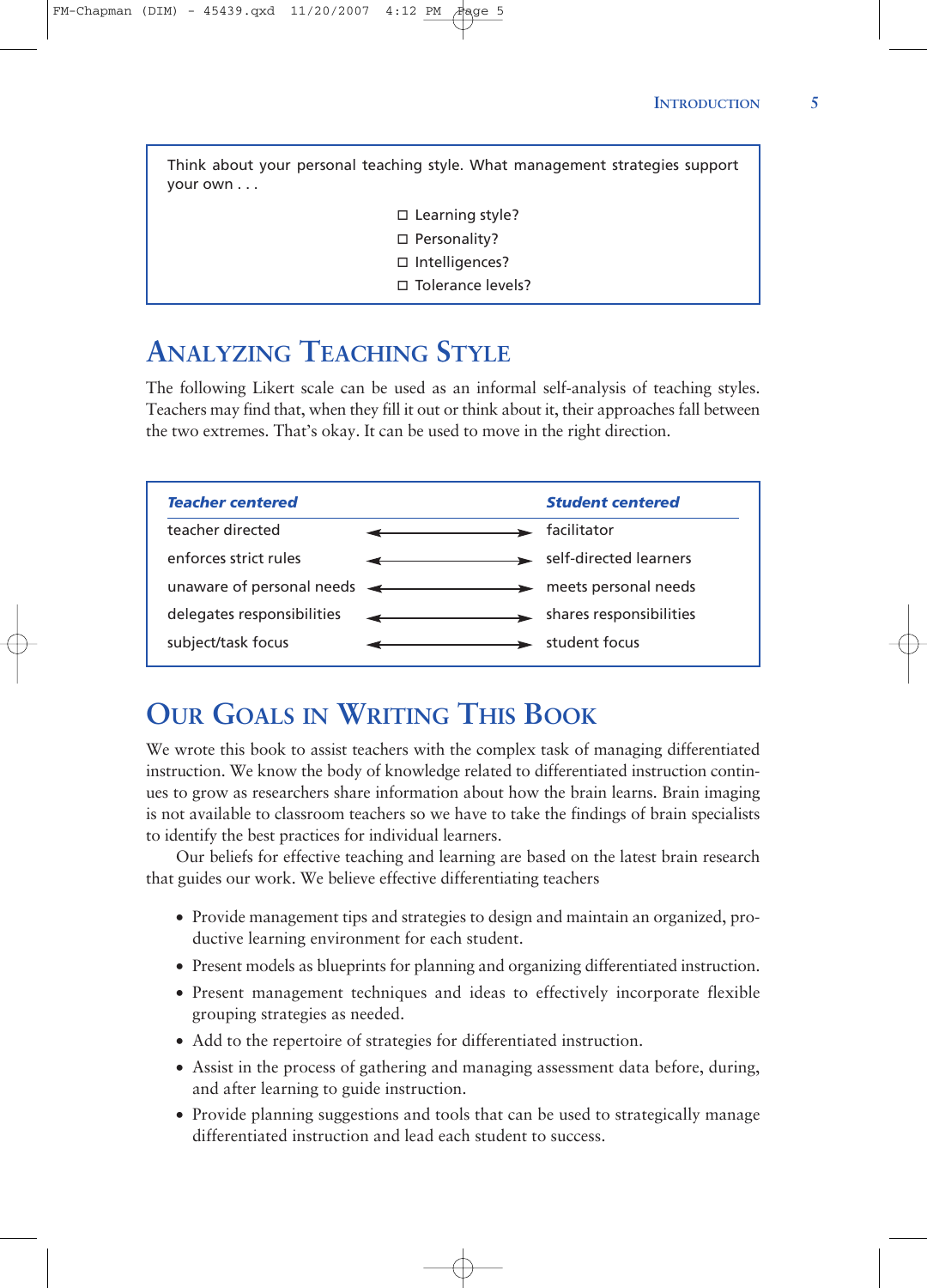Think about your personal teaching style. What management strategies support your own . . .

- ☐ Learning style?
- ☐ Personality?
- ☐ Intelligences?
- ☐ Tolerance levels?

## Analyzing Teaching Style

The following Likert scale can be used as an informal self-analysis of teaching styles. Teachers may find that, when they fill it out or think about it, their approaches fall between the two extremes. That's okay. It can be used to move in the right direction.

| ***Teacher centered*** | | ***Student centered*** |
|---|---|---|
| teacher directed | ←——→ | facilitator |
| enforces strict rules | ←——→ | self-directed learners |
| unaware of personal needs | ←——→ | meets personal needs |
| delegates responsibilities | ←——→ | shares responsibilities |
| subject/task focus | ←——→ | student focus |

## Our Goals in Writing This Book

We wrote this book to assist teachers with the complex task of managing differentiated instruction. We know the body of knowledge related to differentiated instruction continues to grow as researchers share information about how the brain learns. Brain imaging is not available to classroom teachers so we have to take the findings of brain specialists to identify the best practices for individual learners.

Our beliefs for effective teaching and learning are based on the latest brain research that guides our work. We believe effective differentiating teachers

- Provide management tips and strategies to design and maintain an organized, productive learning environment for each student.
- Present models as blueprints for planning and organizing differentiated instruction.
- Present management techniques and ideas to effectively incorporate flexible grouping strategies as needed.
- Add to the repertoire of strategies for differentiated instruction.
- Assist in the process of gathering and managing assessment data before, during, and after learning to guide instruction.
- Provide planning suggestions and tools that can be used to strategically manage differentiated instruction and lead each student to success.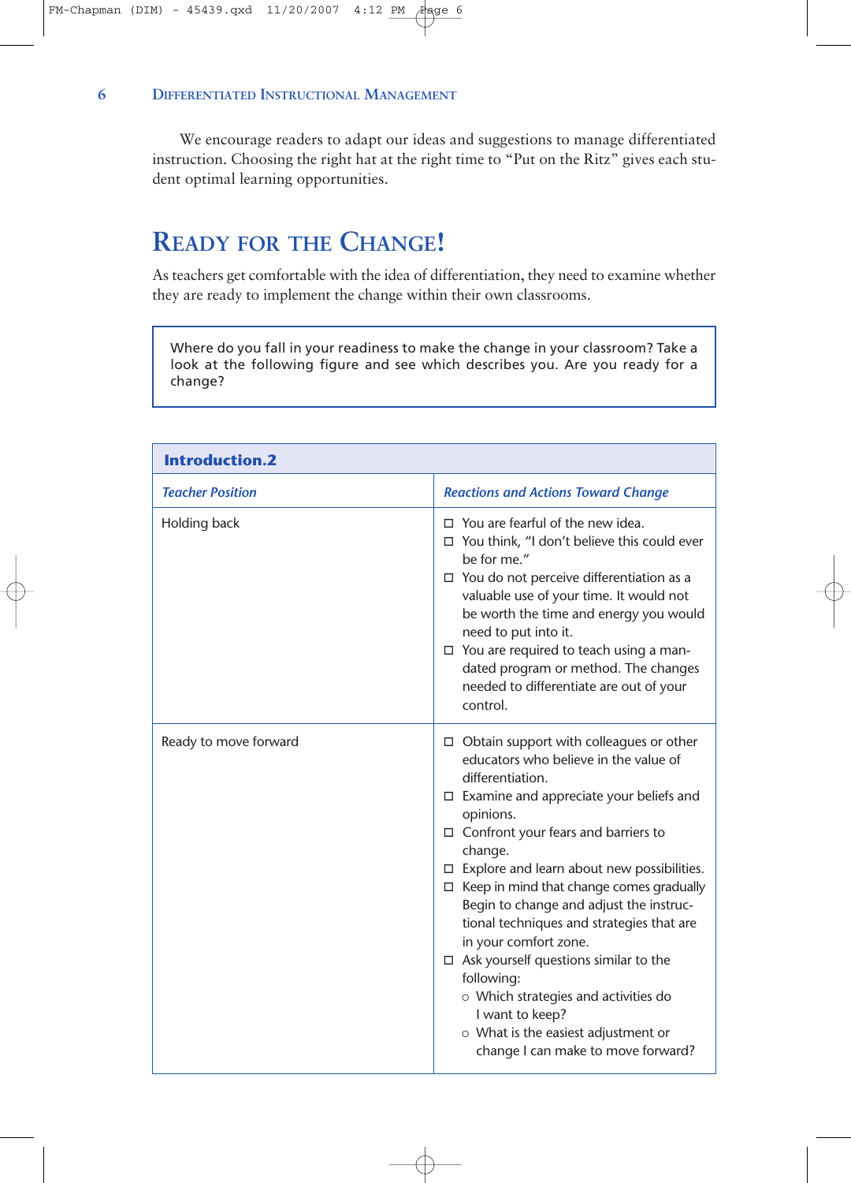We encourage readers to adapt our ideas and suggestions to manage differentiated instruction. Choosing the right hat at the right time to "Put on the Ritz" gives each student optimal learning opportunities.

## READY FOR THE CHANGE!

As teachers get comfortable with the idea of differentiation, they need to examine whether they are ready to implement the change within their own classrooms.

> Where do you fall in your readiness to make the change in your classroom? Take a look at the following figure and see which describes you. Are you ready for a change?

**Introduction.2**

| *Teacher Position* | *Reactions and Actions Toward Change* |
|---|---|
| Holding back | ☐ You are fearful of the new idea.<br>☐ You think, "I don't believe this could ever be for me."<br>☐ You do not perceive differentiation as a valuable use of your time. It would not be worth the time and energy you would need to put into it.<br>☐ You are required to teach using a mandated program or method. The changes needed to differentiate are out of your control. |
| Ready to move forward | ☐ Obtain support with colleagues or other educators who believe in the value of differentiation.<br>☐ Examine and appreciate your beliefs and opinions.<br>☐ Confront your fears and barriers to change.<br>☐ Explore and learn about new possibilities.<br>☐ Keep in mind that change comes gradually Begin to change and adjust the instructional techniques and strategies that are in your comfort zone.<br>☐ Ask yourself questions similar to the following:<br>○ Which strategies and activities do I want to keep?<br>○ What is the easiest adjustment or change I can make to move forward? |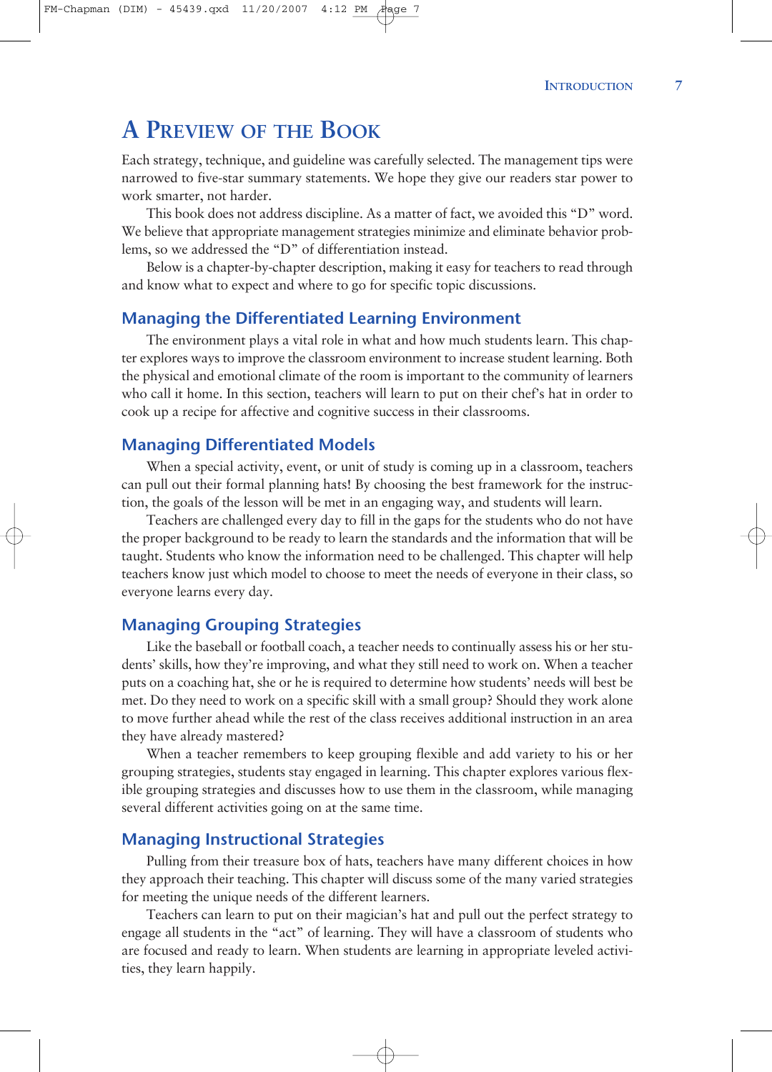# A Preview of the Book

Each strategy, technique, and guideline was carefully selected. The management tips were narrowed to five-star summary statements. We hope they give our readers star power to work smarter, not harder.

This book does not address discipline. As a matter of fact, we avoided this "D" word. We believe that appropriate management strategies minimize and eliminate behavior problems, so we addressed the "D" of differentiation instead.

Below is a chapter-by-chapter description, making it easy for teachers to read through and know what to expect and where to go for specific topic discussions.

## Managing the Differentiated Learning Environment

The environment plays a vital role in what and how much students learn. This chapter explores ways to improve the classroom environment to increase student learning. Both the physical and emotional climate of the room is important to the community of learners who call it home. In this section, teachers will learn to put on their chef's hat in order to cook up a recipe for affective and cognitive success in their classrooms.

## Managing Differentiated Models

When a special activity, event, or unit of study is coming up in a classroom, teachers can pull out their formal planning hats! By choosing the best framework for the instruction, the goals of the lesson will be met in an engaging way, and students will learn.

Teachers are challenged every day to fill in the gaps for the students who do not have the proper background to be ready to learn the standards and the information that will be taught. Students who know the information need to be challenged. This chapter will help teachers know just which model to choose to meet the needs of everyone in their class, so everyone learns every day.

## Managing Grouping Strategies

Like the baseball or football coach, a teacher needs to continually assess his or her students' skills, how they're improving, and what they still need to work on. When a teacher puts on a coaching hat, she or he is required to determine how students' needs will best be met. Do they need to work on a specific skill with a small group? Should they work alone to move further ahead while the rest of the class receives additional instruction in an area they have already mastered?

When a teacher remembers to keep grouping flexible and add variety to his or her grouping strategies, students stay engaged in learning. This chapter explores various flexible grouping strategies and discusses how to use them in the classroom, while managing several different activities going on at the same time.

## Managing Instructional Strategies

Pulling from their treasure box of hats, teachers have many different choices in how they approach their teaching. This chapter will discuss some of the many varied strategies for meeting the unique needs of the different learners.

Teachers can learn to put on their magician's hat and pull out the perfect strategy to engage all students in the "act" of learning. They will have a classroom of students who are focused and ready to learn. When students are learning in appropriate leveled activities, they learn happily.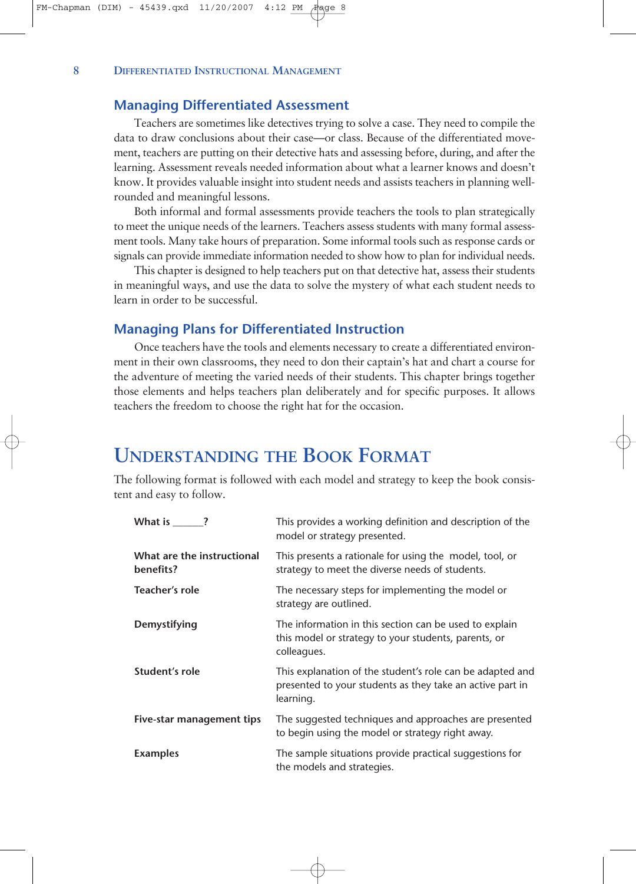## Managing Differentiated Assessment

Teachers are sometimes like detectives trying to solve a case. They need to compile the data to draw conclusions about their case—or class. Because of the differentiated movement, teachers are putting on their detective hats and assessing before, during, and after the learning. Assessment reveals needed information about what a learner knows and doesn't know. It provides valuable insight into student needs and assists teachers in planning well-rounded and meaningful lessons.

Both informal and formal assessments provide teachers the tools to plan strategically to meet the unique needs of the learners. Teachers assess students with many formal assessment tools. Many take hours of preparation. Some informal tools such as response cards or signals can provide immediate information needed to show how to plan for individual needs.

This chapter is designed to help teachers put on that detective hat, assess their students in meaningful ways, and use the data to solve the mystery of what each student needs to learn in order to be successful.

## Managing Plans for Differentiated Instruction

Once teachers have the tools and elements necessary to create a differentiated environment in their own classrooms, they need to don their captain's hat and chart a course for the adventure of meeting the varied needs of their students. This chapter brings together those elements and helps teachers plan deliberately and for specific purposes. It allows teachers the freedom to choose the right hat for the occasion.

# Understanding the Book Format

The following format is followed with each model and strategy to keep the book consistent and easy to follow.

| | |
|---|---|
| **What is ______?** | This provides a working definition and description of the model or strategy presented. |
| **What are the instructional benefits?** | This presents a rationale for using the model, tool, or strategy to meet the diverse needs of students. |
| **Teacher's role** | The necessary steps for implementing the model or strategy are outlined. |
| **Demystifying** | The information in this section can be used to explain this model or strategy to your students, parents, or colleagues. |
| **Student's role** | This explanation of the student's role can be adapted and presented to your students as they take an active part in learning. |
| **Five-star management tips** | The suggested techniques and approaches are presented to begin using the model or strategy right away. |
| **Examples** | The sample situations provide practical suggestions for the models and strategies. |